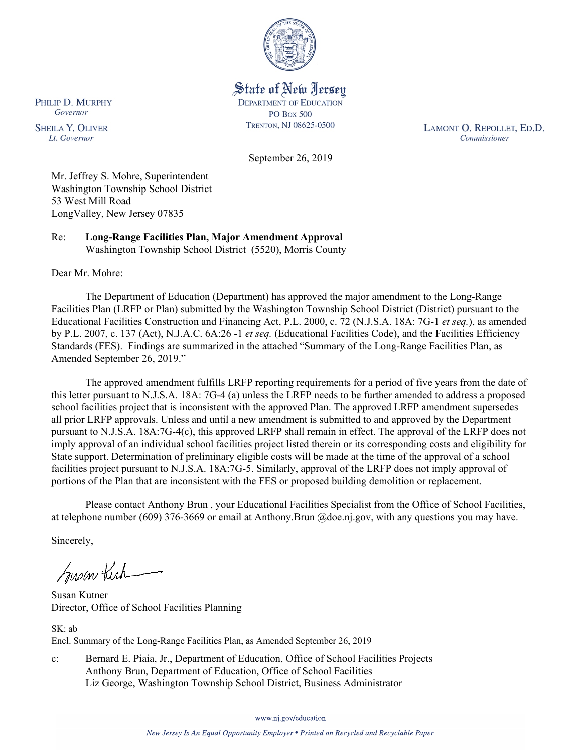State of New Jersey
DEPARTMENT OF EDUCATION
PO BOX 500
TRENTON, NJ 08625-0500

PHILIP D. MURPHY
*Governor*

SHEILA Y. OLIVER
*Lt. Governor*

LAMONT O. REPOLLET, ED.D.
*Commissioner*

September 26, 2019

Mr. Jeffrey S. Mohre, Superintendent
Washington Township School District
53 West Mill Road
LongValley, New Jersey 07835

Re: **Long-Range Facilities Plan, Major Amendment Approval**
Washington Township School District (5520), Morris County

Dear Mr. Mohre:

The Department of Education (Department) has approved the major amendment to the Long-Range Facilities Plan (LRFP or Plan) submitted by the Washington Township School District (District) pursuant to the Educational Facilities Construction and Financing Act, P.L. 2000, c. 72 (N.J.S.A. 18A: 7G-1 *et seq.*), as amended by P.L. 2007, c. 137 (Act), N.J.A.C. 6A:26 -1 *et seq.* (Educational Facilities Code), and the Facilities Efficiency Standards (FES). Findings are summarized in the attached "Summary of the Long-Range Facilities Plan, as Amended September 26, 2019."

The approved amendment fulfills LRFP reporting requirements for a period of five years from the date of this letter pursuant to N.J.S.A. 18A: 7G-4 (a) unless the LRFP needs to be further amended to address a proposed school facilities project that is inconsistent with the approved Plan. The approved LRFP amendment supersedes all prior LRFP approvals. Unless and until a new amendment is submitted to and approved by the Department pursuant to N.J.S.A. 18A:7G-4(c), this approved LRFP shall remain in effect. The approval of the LRFP does not imply approval of an individual school facilities project listed therein or its corresponding costs and eligibility for State support. Determination of preliminary eligible costs will be made at the time of the approval of a school facilities project pursuant to N.J.S.A. 18A:7G-5. Similarly, approval of the LRFP does not imply approval of portions of the Plan that are inconsistent with the FES or proposed building demolition or replacement.

Please contact Anthony Brun , your Educational Facilities Specialist from the Office of School Facilities, at telephone number (609) 376-3669 or email at Anthony.Brun @doe.nj.gov, with any questions you may have.

Sincerely,

Susan Kutner
Director, Office of School Facilities Planning

SK: ab
Encl. Summary of the Long-Range Facilities Plan, as Amended September 26, 2019

c: Bernard E. Piaia, Jr., Department of Education, Office of School Facilities Projects
Anthony Brun, Department of Education, Office of School Facilities
Liz George, Washington Township School District, Business Administrator

www.nj.gov/education

*New Jersey Is An Equal Opportunity Employer • Printed on Recycled and Recyclable Paper*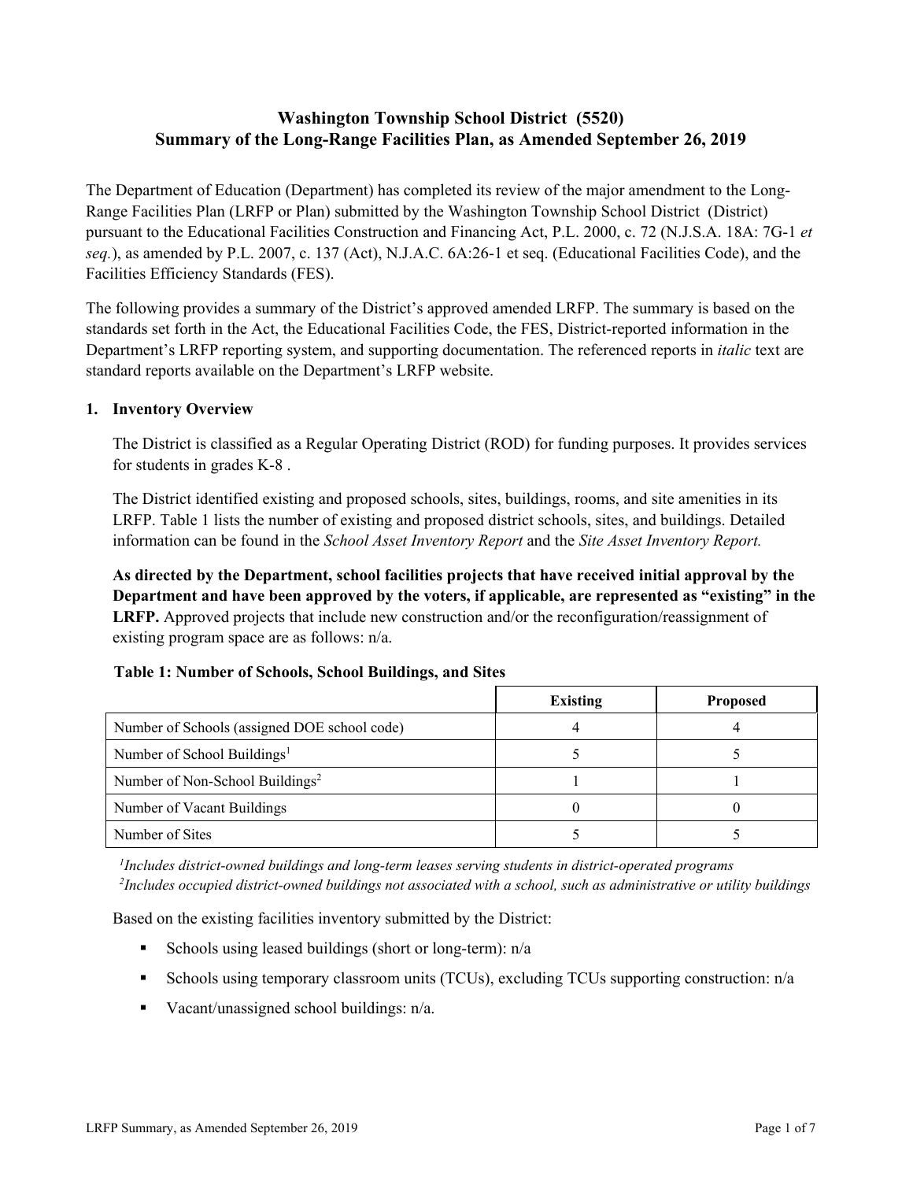# Washington Township School District (5520)
## Summary of the Long-Range Facilities Plan, as Amended September 26, 2019

The Department of Education (Department) has completed its review of the major amendment to the Long-Range Facilities Plan (LRFP or Plan) submitted by the Washington Township School District (District) pursuant to the Educational Facilities Construction and Financing Act, P.L. 2000, c. 72 (N.J.S.A. 18A: 7G-1 *et seq.*), as amended by P.L. 2007, c. 137 (Act), N.J.A.C. 6A:26-1 et seq. (Educational Facilities Code), and the Facilities Efficiency Standards (FES).

The following provides a summary of the District's approved amended LRFP. The summary is based on the standards set forth in the Act, the Educational Facilities Code, the FES, District-reported information in the Department's LRFP reporting system, and supporting documentation. The referenced reports in *italic* text are standard reports available on the Department's LRFP website.

### 1. Inventory Overview

The District is classified as a Regular Operating District (ROD) for funding purposes. It provides services for students in grades K-8 .

The District identified existing and proposed schools, sites, buildings, rooms, and site amenities in its LRFP. Table 1 lists the number of existing and proposed district schools, sites, and buildings. Detailed information can be found in the *School Asset Inventory Report* and the *Site Asset Inventory Report.*

**As directed by the Department, school facilities projects that have received initial approval by the Department and have been approved by the voters, if applicable, are represented as "existing" in the LRFP.** Approved projects that include new construction and/or the reconfiguration/reassignment of existing program space are as follows: n/a.

**Table 1: Number of Schools, School Buildings, and Sites**

| | Existing | Proposed |
|---|---|---|
| Number of Schools (assigned DOE school code) | 4 | 4 |
| Number of School Buildings[1] | 5 | 5 |
| Number of Non-School Buildings[2] | 1 | 1 |
| Number of Vacant Buildings | 0 | 0 |
| Number of Sites | 5 | 5 |

*[1]Includes district-owned buildings and long-term leases serving students in district-operated programs*
*[2]Includes occupied district-owned buildings not associated with a school, such as administrative or utility buildings*

Based on the existing facilities inventory submitted by the District:

- Schools using leased buildings (short or long-term): n/a
- Schools using temporary classroom units (TCUs), excluding TCUs supporting construction: n/a
- Vacant/unassigned school buildings: n/a.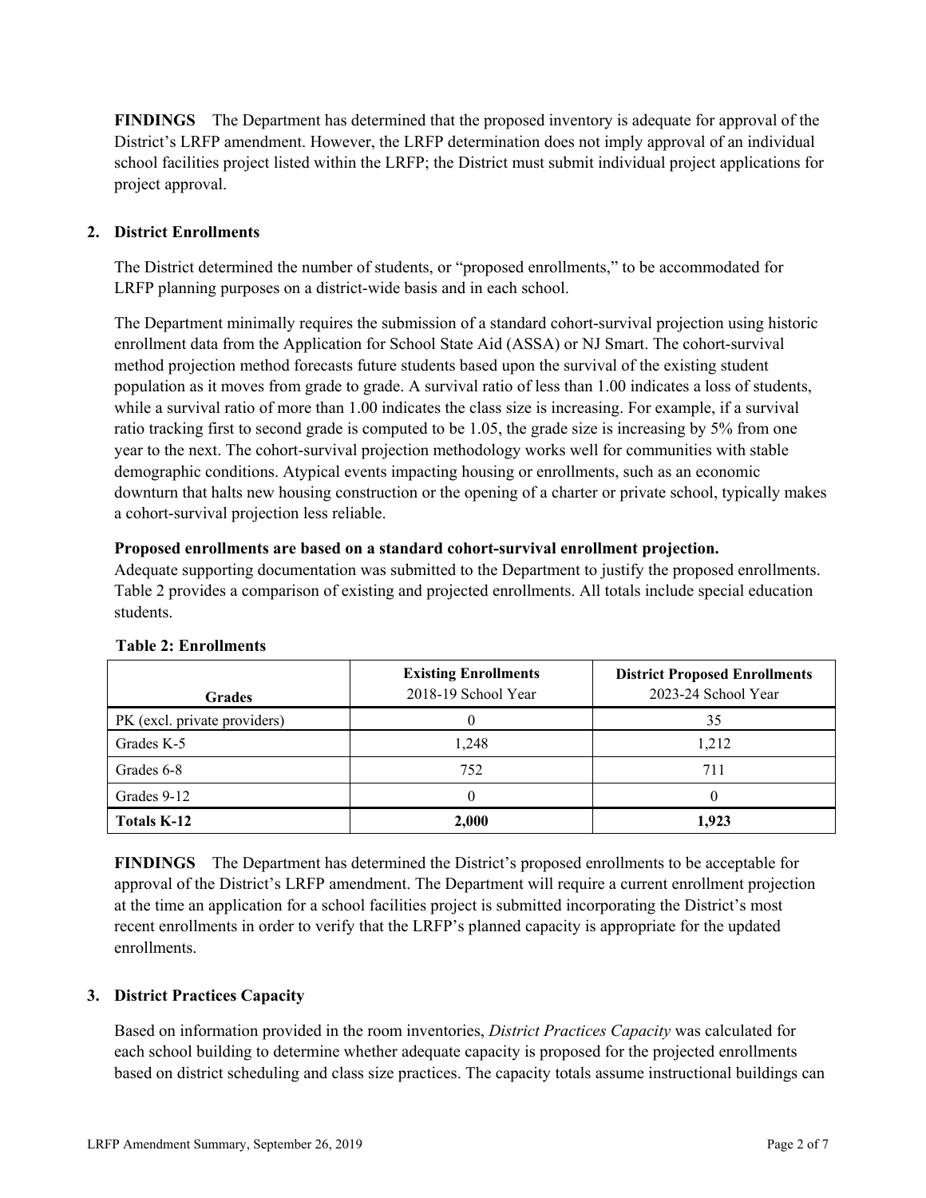**FINDINGS** The Department has determined that the proposed inventory is adequate for approval of the District's LRFP amendment. However, the LRFP determination does not imply approval of an individual school facilities project listed within the LRFP; the District must submit individual project applications for project approval.

## 2. District Enrollments

The District determined the number of students, or "proposed enrollments," to be accommodated for LRFP planning purposes on a district-wide basis and in each school.

The Department minimally requires the submission of a standard cohort-survival projection using historic enrollment data from the Application for School State Aid (ASSA) or NJ Smart. The cohort-survival method projection method forecasts future students based upon the survival of the existing student population as it moves from grade to grade. A survival ratio of less than 1.00 indicates a loss of students, while a survival ratio of more than 1.00 indicates the class size is increasing. For example, if a survival ratio tracking first to second grade is computed to be 1.05, the grade size is increasing by 5% from one year to the next. The cohort-survival projection methodology works well for communities with stable demographic conditions. Atypical events impacting housing or enrollments, such as an economic downturn that halts new housing construction or the opening of a charter or private school, typically makes a cohort-survival projection less reliable.

**Proposed enrollments are based on a standard cohort-survival enrollment projection.**
Adequate supporting documentation was submitted to the Department to justify the proposed enrollments. Table 2 provides a comparison of existing and projected enrollments. All totals include special education students.

**Table 2: Enrollments**

| Grades | Existing Enrollments 2018-19 School Year | District Proposed Enrollments 2023-24 School Year |
|---|---|---|
| PK (excl. private providers) | 0 | 35 |
| Grades K-5 | 1,248 | 1,212 |
| Grades 6-8 | 752 | 711 |
| Grades 9-12 | 0 | 0 |
| **Totals K-12** | **2,000** | **1,923** |

**FINDINGS** The Department has determined the District's proposed enrollments to be acceptable for approval of the District's LRFP amendment. The Department will require a current enrollment projection at the time an application for a school facilities project is submitted incorporating the District's most recent enrollments in order to verify that the LRFP's planned capacity is appropriate for the updated enrollments.

## 3. District Practices Capacity

Based on information provided in the room inventories, *District Practices Capacity* was calculated for each school building to determine whether adequate capacity is proposed for the projected enrollments based on district scheduling and class size practices. The capacity totals assume instructional buildings can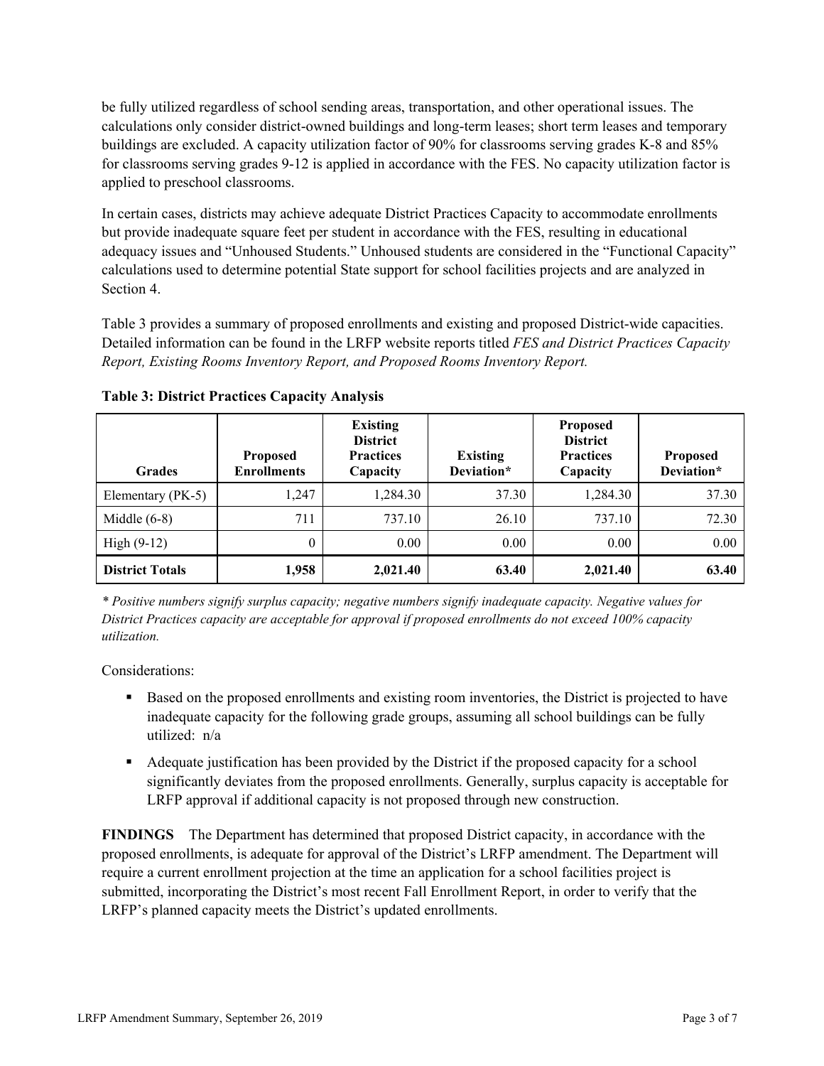be fully utilized regardless of school sending areas, transportation, and other operational issues. The calculations only consider district-owned buildings and long-term leases; short term leases and temporary buildings are excluded. A capacity utilization factor of 90% for classrooms serving grades K-8 and 85% for classrooms serving grades 9-12 is applied in accordance with the FES. No capacity utilization factor is applied to preschool classrooms.

In certain cases, districts may achieve adequate District Practices Capacity to accommodate enrollments but provide inadequate square feet per student in accordance with the FES, resulting in educational adequacy issues and "Unhoused Students." Unhoused students are considered in the "Functional Capacity" calculations used to determine potential State support for school facilities projects and are analyzed in Section 4.

Table 3 provides a summary of proposed enrollments and existing and proposed District-wide capacities. Detailed information can be found in the LRFP website reports titled *FES and District Practices Capacity Report, Existing Rooms Inventory Report, and Proposed Rooms Inventory Report.*

**Table 3: District Practices Capacity Analysis**

| Grades | Proposed Enrollments | Existing District Practices Capacity | Existing Deviation* | Proposed District Practices Capacity | Proposed Deviation* |
|---|---|---|---|---|---|
| Elementary (PK-5) | 1,247 | 1,284.30 | 37.30 | 1,284.30 | 37.30 |
| Middle (6-8) | 711 | 737.10 | 26.10 | 737.10 | 72.30 |
| High (9-12) | 0 | 0.00 | 0.00 | 0.00 | 0.00 |
| **District Totals** | **1,958** | **2,021.40** | **63.40** | **2,021.40** | **63.40** |

*\* Positive numbers signify surplus capacity; negative numbers signify inadequate capacity. Negative values for District Practices capacity are acceptable for approval if proposed enrollments do not exceed 100% capacity utilization.*

Considerations:

- Based on the proposed enrollments and existing room inventories, the District is projected to have inadequate capacity for the following grade groups, assuming all school buildings can be fully utilized: n/a
- Adequate justification has been provided by the District if the proposed capacity for a school significantly deviates from the proposed enrollments. Generally, surplus capacity is acceptable for LRFP approval if additional capacity is not proposed through new construction.

**FINDINGS** The Department has determined that proposed District capacity, in accordance with the proposed enrollments, is adequate for approval of the District's LRFP amendment. The Department will require a current enrollment projection at the time an application for a school facilities project is submitted, incorporating the District's most recent Fall Enrollment Report, in order to verify that the LRFP's planned capacity meets the District's updated enrollments.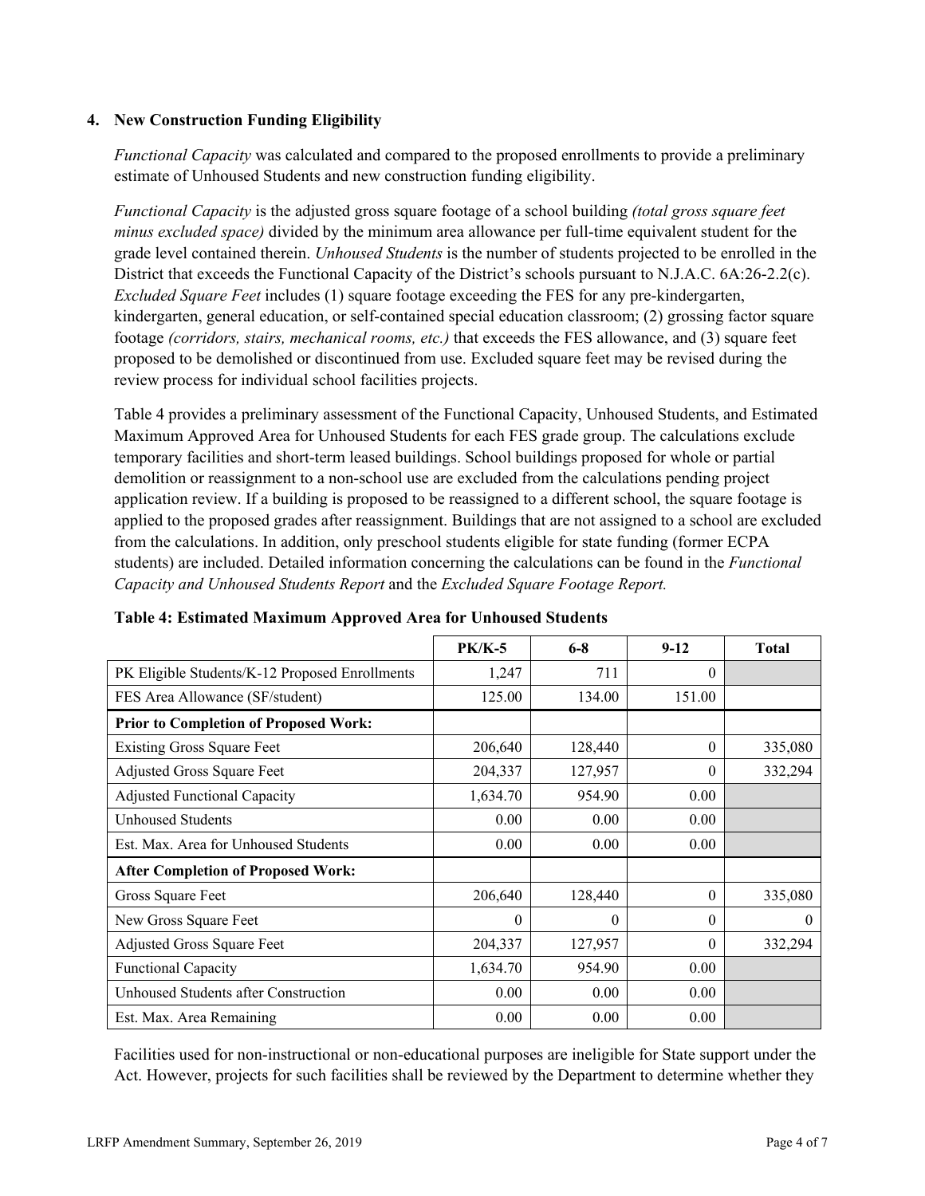## 4. New Construction Funding Eligibility

*Functional Capacity* was calculated and compared to the proposed enrollments to provide a preliminary estimate of Unhoused Students and new construction funding eligibility.

*Functional Capacity* is the adjusted gross square footage of a school building *(total gross square feet minus excluded space)* divided by the minimum area allowance per full-time equivalent student for the grade level contained therein. *Unhoused Students* is the number of students projected to be enrolled in the District that exceeds the Functional Capacity of the District's schools pursuant to N.J.A.C. 6A:26-2.2(c). *Excluded Square Feet* includes (1) square footage exceeding the FES for any pre-kindergarten, kindergarten, general education, or self-contained special education classroom; (2) grossing factor square footage *(corridors, stairs, mechanical rooms, etc.)* that exceeds the FES allowance, and (3) square feet proposed to be demolished or discontinued from use. Excluded square feet may be revised during the review process for individual school facilities projects.

Table 4 provides a preliminary assessment of the Functional Capacity, Unhoused Students, and Estimated Maximum Approved Area for Unhoused Students for each FES grade group. The calculations exclude temporary facilities and short-term leased buildings. School buildings proposed for whole or partial demolition or reassignment to a non-school use are excluded from the calculations pending project application review. If a building is proposed to be reassigned to a different school, the square footage is applied to the proposed grades after reassignment. Buildings that are not assigned to a school are excluded from the calculations. In addition, only preschool students eligible for state funding (former ECPA students) are included. Detailed information concerning the calculations can be found in the *Functional Capacity and Unhoused Students Report* and the *Excluded Square Footage Report.*

**Table 4: Estimated Maximum Approved Area for Unhoused Students**

| | PK/K-5 | 6-8 | 9-12 | Total |
|---|---|---|---|---|
| PK Eligible Students/K-12 Proposed Enrollments | 1,247 | 711 | 0 | |
| FES Area Allowance (SF/student) | 125.00 | 134.00 | 151.00 | |
| **Prior to Completion of Proposed Work:** | | | | |
| Existing Gross Square Feet | 206,640 | 128,440 | 0 | 335,080 |
| Adjusted Gross Square Feet | 204,337 | 127,957 | 0 | 332,294 |
| Adjusted Functional Capacity | 1,634.70 | 954.90 | 0.00 | |
| Unhoused Students | 0.00 | 0.00 | 0.00 | |
| Est. Max. Area for Unhoused Students | 0.00 | 0.00 | 0.00 | |
| **After Completion of Proposed Work:** | | | | |
| Gross Square Feet | 206,640 | 128,440 | 0 | 335,080 |
| New Gross Square Feet | 0 | 0 | 0 | 0 |
| Adjusted Gross Square Feet | 204,337 | 127,957 | 0 | 332,294 |
| Functional Capacity | 1,634.70 | 954.90 | 0.00 | |
| Unhoused Students after Construction | 0.00 | 0.00 | 0.00 | |
| Est. Max. Area Remaining | 0.00 | 0.00 | 0.00 | |

Facilities used for non-instructional or non-educational purposes are ineligible for State support under the Act. However, projects for such facilities shall be reviewed by the Department to determine whether they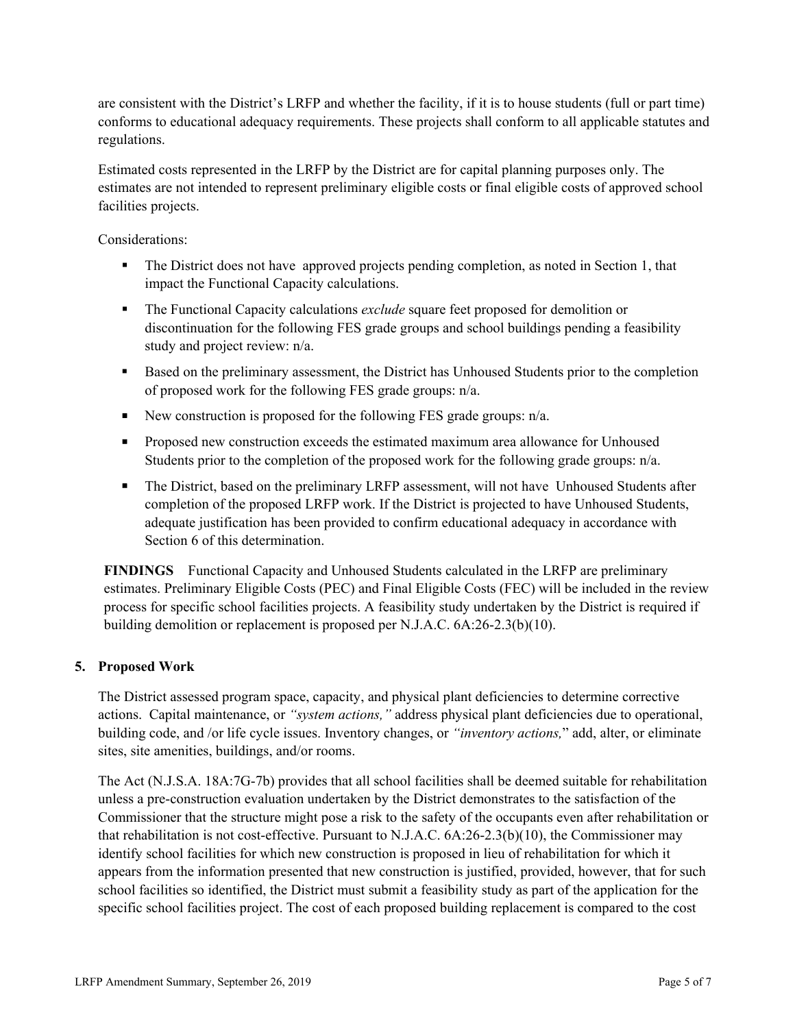are consistent with the District's LRFP and whether the facility, if it is to house students (full or part time) conforms to educational adequacy requirements. These projects shall conform to all applicable statutes and regulations.

Estimated costs represented in the LRFP by the District are for capital planning purposes only. The estimates are not intended to represent preliminary eligible costs or final eligible costs of approved school facilities projects.

Considerations:

- The District does not have approved projects pending completion, as noted in Section 1, that impact the Functional Capacity calculations.
- The Functional Capacity calculations *exclude* square feet proposed for demolition or discontinuation for the following FES grade groups and school buildings pending a feasibility study and project review: n/a.
- Based on the preliminary assessment, the District has Unhoused Students prior to the completion of proposed work for the following FES grade groups: n/a.
- New construction is proposed for the following FES grade groups: n/a.
- Proposed new construction exceeds the estimated maximum area allowance for Unhoused Students prior to the completion of the proposed work for the following grade groups: n/a.
- The District, based on the preliminary LRFP assessment, will not have Unhoused Students after completion of the proposed LRFP work. If the District is projected to have Unhoused Students, adequate justification has been provided to confirm educational adequacy in accordance with Section 6 of this determination.

**FINDINGS** Functional Capacity and Unhoused Students calculated in the LRFP are preliminary estimates. Preliminary Eligible Costs (PEC) and Final Eligible Costs (FEC) will be included in the review process for specific school facilities projects. A feasibility study undertaken by the District is required if building demolition or replacement is proposed per N.J.A.C. 6A:26-2.3(b)(10).

## 5. Proposed Work

The District assessed program space, capacity, and physical plant deficiencies to determine corrective actions. Capital maintenance, or *"system actions,"* address physical plant deficiencies due to operational, building code, and /or life cycle issues. Inventory changes, or *"inventory actions,"* add, alter, or eliminate sites, site amenities, buildings, and/or rooms.

The Act (N.J.S.A. 18A:7G-7b) provides that all school facilities shall be deemed suitable for rehabilitation unless a pre-construction evaluation undertaken by the District demonstrates to the satisfaction of the Commissioner that the structure might pose a risk to the safety of the occupants even after rehabilitation or that rehabilitation is not cost-effective. Pursuant to N.J.A.C. 6A:26-2.3(b)(10), the Commissioner may identify school facilities for which new construction is proposed in lieu of rehabilitation for which it appears from the information presented that new construction is justified, provided, however, that for such school facilities so identified, the District must submit a feasibility study as part of the application for the specific school facilities project. The cost of each proposed building replacement is compared to the cost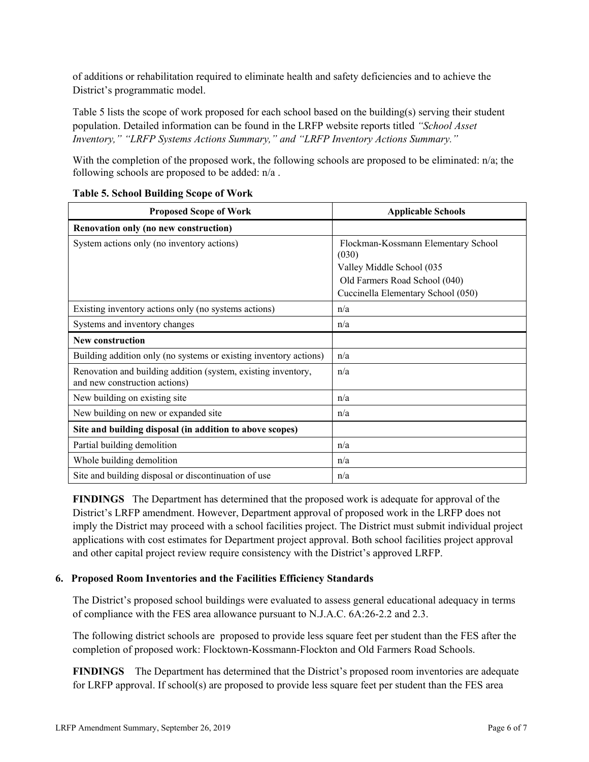of additions or rehabilitation required to eliminate health and safety deficiencies and to achieve the District's programmatic model.

Table 5 lists the scope of work proposed for each school based on the building(s) serving their student population. Detailed information can be found in the LRFP website reports titled *"School Asset Inventory," "LRFP Systems Actions Summary," and "LRFP Inventory Actions Summary."*

With the completion of the proposed work, the following schools are proposed to be eliminated: n/a; the following schools are proposed to be added: n/a .

**Table 5. School Building Scope of Work**

| Proposed Scope of Work | Applicable Schools |
|---|---|
| **Renovation only (no new construction)** | |
| System actions only (no inventory actions) | Flockman-Kossmann Elementary School (030)<br>Valley Middle School (035<br>Old Farmers Road School (040)<br>Cuccinella Elementary School (050) |
| Existing inventory actions only (no systems actions) | n/a |
| Systems and inventory changes | n/a |
| **New construction** | |
| Building addition only (no systems or existing inventory actions) | n/a |
| Renovation and building addition (system, existing inventory, and new construction actions) | n/a |
| New building on existing site | n/a |
| New building on new or expanded site | n/a |
| **Site and building disposal (in addition to above scopes)** | |
| Partial building demolition | n/a |
| Whole building demolition | n/a |
| Site and building disposal or discontinuation of use | n/a |

**FINDINGS** The Department has determined that the proposed work is adequate for approval of the District's LRFP amendment. However, Department approval of proposed work in the LRFP does not imply the District may proceed with a school facilities project. The District must submit individual project applications with cost estimates for Department project approval. Both school facilities project approval and other capital project review require consistency with the District's approved LRFP.

## 6. Proposed Room Inventories and the Facilities Efficiency Standards

The District's proposed school buildings were evaluated to assess general educational adequacy in terms of compliance with the FES area allowance pursuant to N.J.A.C. 6A:26-2.2 and 2.3.

The following district schools are proposed to provide less square feet per student than the FES after the completion of proposed work: Flocktown-Kossmann-Flockton and Old Farmers Road Schools.

**FINDINGS** The Department has determined that the District's proposed room inventories are adequate for LRFP approval. If school(s) are proposed to provide less square feet per student than the FES area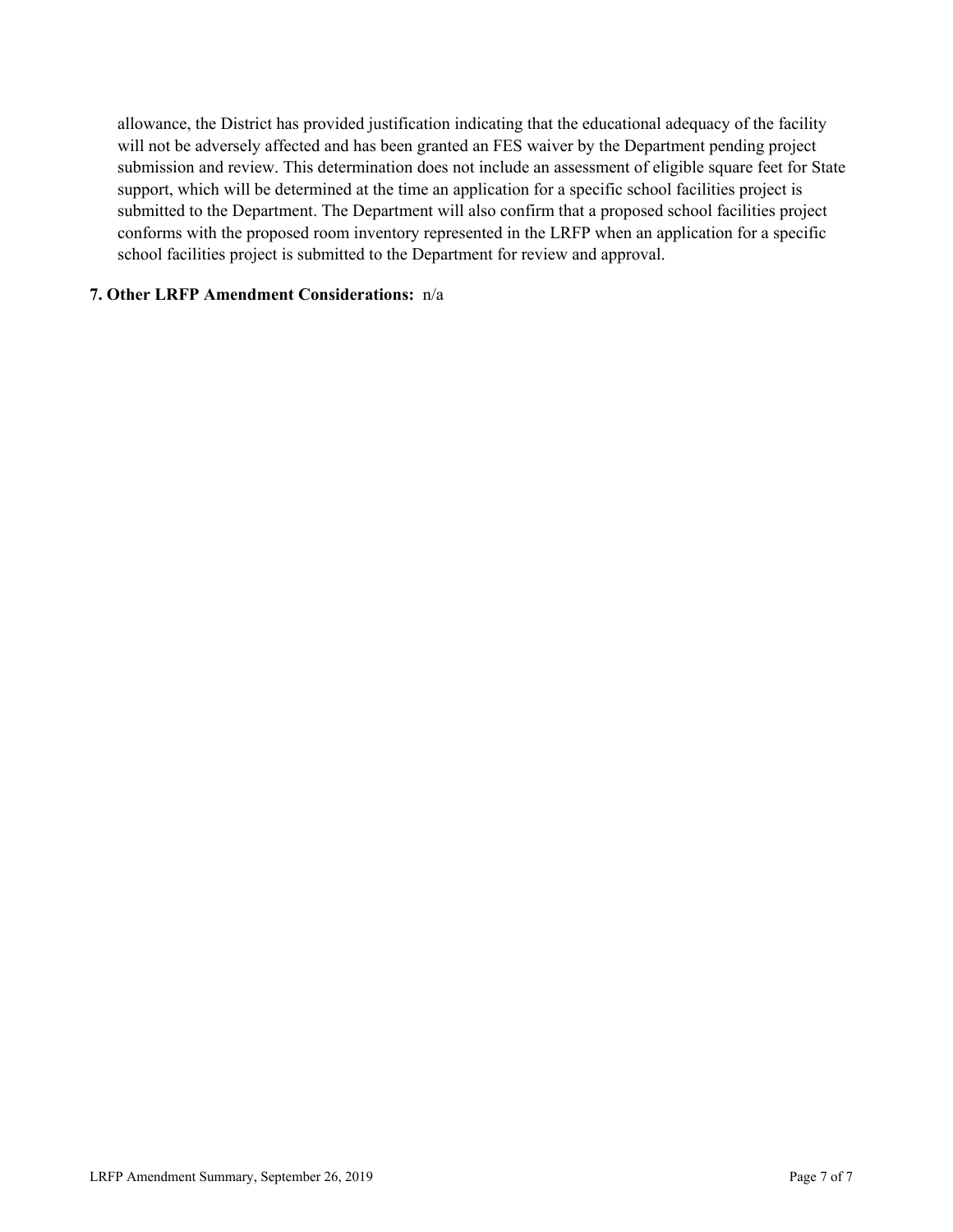allowance, the District has provided justification indicating that the educational adequacy of the facility will not be adversely affected and has been granted an FES waiver by the Department pending project submission and review. This determination does not include an assessment of eligible square feet for State support, which will be determined at the time an application for a specific school facilities project is submitted to the Department. The Department will also confirm that a proposed school facilities project conforms with the proposed room inventory represented in the LRFP when an application for a specific school facilities project is submitted to the Department for review and approval.

**7. Other LRFP Amendment Considerations:** n/a